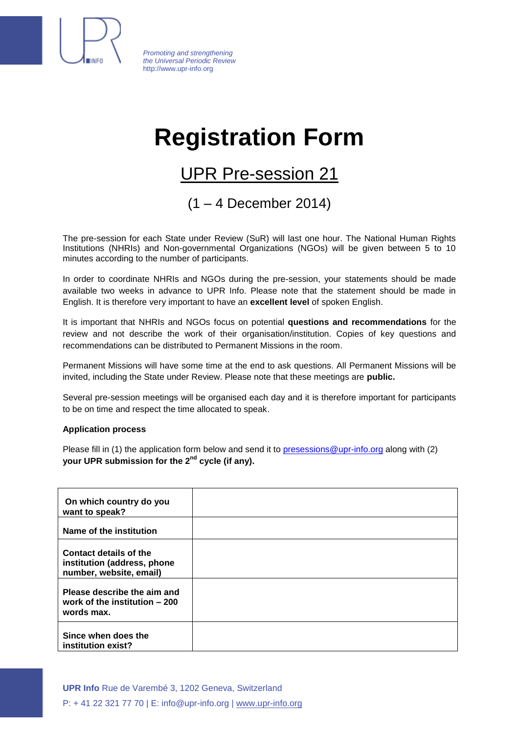*Promoting and strengthening the Universal Periodic Review*
http://www.upr-info.org

# Registration Form

## UPR Pre-session 21

### (1 – 4 December 2014)

The pre-session for each State under Review (SuR) will last one hour. The National Human Rights Institutions (NHRIs) and Non-governmental Organizations (NGOs) will be given between 5 to 10 minutes according to the number of participants.

In order to coordinate NHRIs and NGOs during the pre-session, your statements should be made available two weeks in advance to UPR Info. Please note that the statement should be made in English. It is therefore very important to have an **excellent level** of spoken English.

It is important that NHRIs and NGOs focus on potential **questions and recommendations** for the review and not describe the work of their organisation/institution. Copies of key questions and recommendations can be distributed to Permanent Missions in the room.

Permanent Missions will have some time at the end to ask questions. All Permanent Missions will be invited, including the State under Review. Please note that these meetings are **public.**

Several pre-session meetings will be organised each day and it is therefore important for participants to be on time and respect the time allocated to speak.

**Application process**

Please fill in (1) the application form below and send it to presessions@upr-info.org along with (2) **your UPR submission for the 2nd cycle (if any).**

| | |
|---|---|
| **On which country do you want to speak?** | |
| **Name of the institution** | |
| **Contact details of the institution (address, phone number, website, email)** | |
| **Please describe the aim and work of the institution – 200 words max.** | |
| **Since when does the institution exist?** | |

**UPR Info** Rue de Varembé 3, 1202 Geneva, Switzerland
P: + 41 22 321 77 70 | E: info@upr-info.org | www.upr-info.org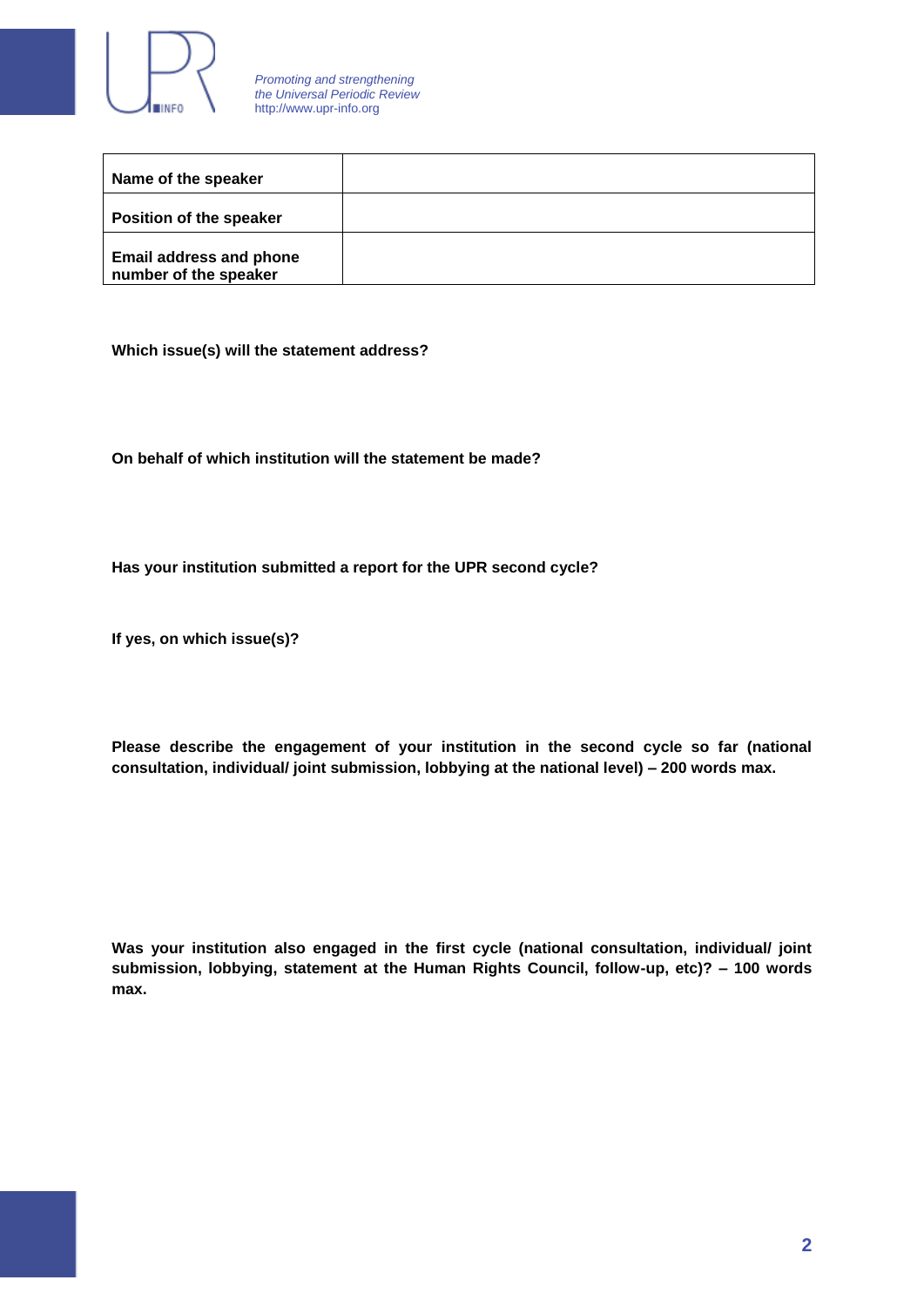| | |
|---|---|
| **Name of the speaker** | |
| **Position of the speaker** | |
| **Email address and phone number of the speaker** | |

**Which issue(s) will the statement address?**

**On behalf of which institution will the statement be made?**

**Has your institution submitted a report for the UPR second cycle?**

**If yes, on which issue(s)?**

**Please describe the engagement of your institution in the second cycle so far (national consultation, individual/ joint submission, lobbying at the national level) – 200 words max.**

**Was your institution also engaged in the first cycle (national consultation, individual/ joint submission, lobbying, statement at the Human Rights Council, follow-up, etc)? – 100 words max.**